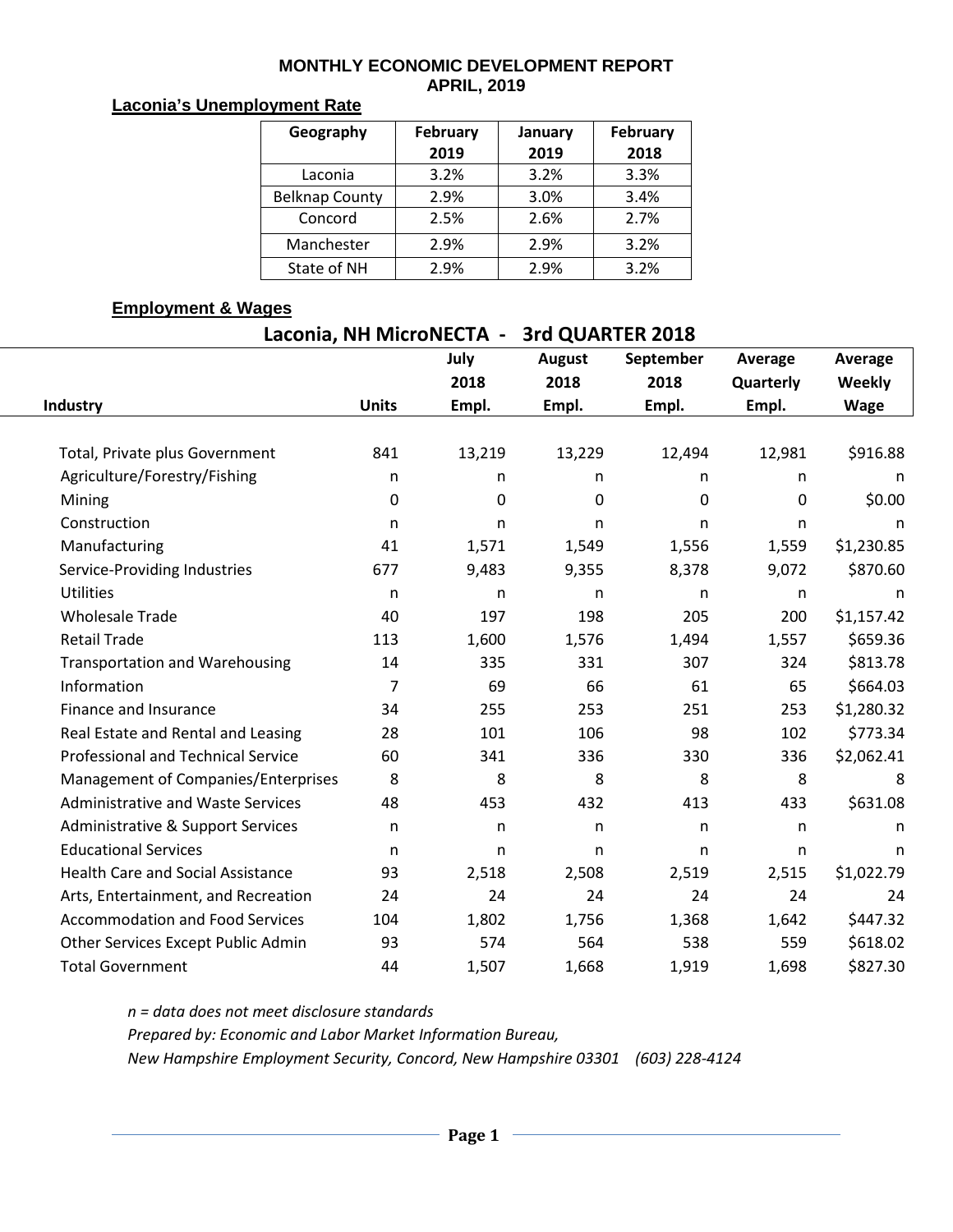# MONTHLY ECONOMIC DEVELOPMENT REPORT
## APRIL, 2019

### Laconia's Unemployment Rate

| Geography | February 2019 | January 2019 | February 2018 |
|---|---|---|---|
| Laconia | 3.2% | 3.2% | 3.3% |
| Belknap County | 2.9% | 3.0% | 3.4% |
| Concord | 2.5% | 2.6% | 2.7% |
| Manchester | 2.9% | 2.9% | 3.2% |
| State of NH | 2.9% | 2.9% | 3.2% |

### Employment & Wages

**Laconia, NH MicroNECTA - 3rd QUARTER 2018**

| Industry | Units | July 2018 Empl. | August 2018 Empl. | September 2018 Empl. | Average Quarterly Empl. | Average Weekly Wage |
|---|---|---|---|---|---|---|
| Total, Private plus Government | 841 | 13,219 | 13,229 | 12,494 | 12,981 | $916.88 |
| Agriculture/Forestry/Fishing | n | n | n | n | n | n |
| Mining | 0 | 0 | 0 | 0 | 0 | $0.00 |
| Construction | n | n | n | n | n | n |
| Manufacturing | 41 | 1,571 | 1,549 | 1,556 | 1,559 | $1,230.85 |
| Service-Providing Industries | 677 | 9,483 | 9,355 | 8,378 | 9,072 | $870.60 |
| Utilities | n | n | n | n | n | n |
| Wholesale Trade | 40 | 197 | 198 | 205 | 200 | $1,157.42 |
| Retail Trade | 113 | 1,600 | 1,576 | 1,494 | 1,557 | $659.36 |
| Transportation and Warehousing | 14 | 335 | 331 | 307 | 324 | $813.78 |
| Information | 7 | 69 | 66 | 61 | 65 | $664.03 |
| Finance and Insurance | 34 | 255 | 253 | 251 | 253 | $1,280.32 |
| Real Estate and Rental and Leasing | 28 | 101 | 106 | 98 | 102 | $773.34 |
| Professional and Technical Service | 60 | 341 | 336 | 330 | 336 | $2,062.41 |
| Management of Companies/Enterprises | 8 | 8 | 8 | 8 | 8 | 8 |
| Administrative and Waste Services | 48 | 453 | 432 | 413 | 433 | $631.08 |
| Administrative & Support Services | n | n | n | n | n | n |
| Educational Services | n | n | n | n | n | n |
| Health Care and Social Assistance | 93 | 2,518 | 2,508 | 2,519 | 2,515 | $1,022.79 |
| Arts, Entertainment, and Recreation | 24 | 24 | 24 | 24 | 24 | 24 |
| Accommodation and Food Services | 104 | 1,802 | 1,756 | 1,368 | 1,642 | $447.32 |
| Other Services Except Public Admin | 93 | 574 | 564 | 538 | 559 | $618.02 |
| Total Government | 44 | 1,507 | 1,668 | 1,919 | 1,698 | $827.30 |

*n = data does not meet disclosure standards*

*Prepared by: Economic and Labor Market Information Bureau,*

*New Hampshire Employment Security, Concord, New Hampshire 03301 (603) 228-4124*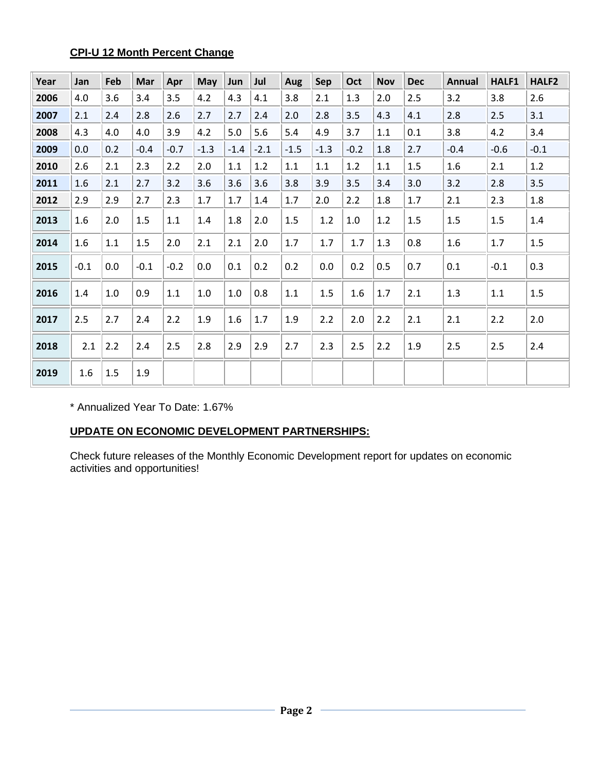**CPI-U 12 Month Percent Change**

| Year | Jan | Feb | Mar | Apr | May | Jun | Jul | Aug | Sep | Oct | Nov | Dec | Annual | HALF1 | HALF2 |
|---|---|---|---|---|---|---|---|---|---|---|---|---|---|---|---|
| 2006 | 4.0 | 3.6 | 3.4 | 3.5 | 4.2 | 4.3 | 4.1 | 3.8 | 2.1 | 1.3 | 2.0 | 2.5 | 3.2 | 3.8 | 2.6 |
| 2007 | 2.1 | 2.4 | 2.8 | 2.6 | 2.7 | 2.7 | 2.4 | 2.0 | 2.8 | 3.5 | 4.3 | 4.1 | 2.8 | 2.5 | 3.1 |
| 2008 | 4.3 | 4.0 | 4.0 | 3.9 | 4.2 | 5.0 | 5.6 | 5.4 | 4.9 | 3.7 | 1.1 | 0.1 | 3.8 | 4.2 | 3.4 |
| 2009 | 0.0 | 0.2 | -0.4 | -0.7 | -1.3 | -1.4 | -2.1 | -1.5 | -1.3 | -0.2 | 1.8 | 2.7 | -0.4 | -0.6 | -0.1 |
| 2010 | 2.6 | 2.1 | 2.3 | 2.2 | 2.0 | 1.1 | 1.2 | 1.1 | 1.1 | 1.2 | 1.1 | 1.5 | 1.6 | 2.1 | 1.2 |
| 2011 | 1.6 | 2.1 | 2.7 | 3.2 | 3.6 | 3.6 | 3.6 | 3.8 | 3.9 | 3.5 | 3.4 | 3.0 | 3.2 | 2.8 | 3.5 |
| 2012 | 2.9 | 2.9 | 2.7 | 2.3 | 1.7 | 1.7 | 1.4 | 1.7 | 2.0 | 2.2 | 1.8 | 1.7 | 2.1 | 2.3 | 1.8 |
| 2013 | 1.6 | 2.0 | 1.5 | 1.1 | 1.4 | 1.8 | 2.0 | 1.5 | 1.2 | 1.0 | 1.2 | 1.5 | 1.5 | 1.5 | 1.4 |
| 2014 | 1.6 | 1.1 | 1.5 | 2.0 | 2.1 | 2.1 | 2.0 | 1.7 | 1.7 | 1.7 | 1.3 | 0.8 | 1.6 | 1.7 | 1.5 |
| 2015 | -0.1 | 0.0 | -0.1 | -0.2 | 0.0 | 0.1 | 0.2 | 0.2 | 0.0 | 0.2 | 0.5 | 0.7 | 0.1 | -0.1 | 0.3 |
| 2016 | 1.4 | 1.0 | 0.9 | 1.1 | 1.0 | 1.0 | 0.8 | 1.1 | 1.5 | 1.6 | 1.7 | 2.1 | 1.3 | 1.1 | 1.5 |
| 2017 | 2.5 | 2.7 | 2.4 | 2.2 | 1.9 | 1.6 | 1.7 | 1.9 | 2.2 | 2.0 | 2.2 | 2.1 | 2.1 | 2.2 | 2.0 |
| 2018 | 2.1 | 2.2 | 2.4 | 2.5 | 2.8 | 2.9 | 2.9 | 2.7 | 2.3 | 2.5 | 2.2 | 1.9 | 2.5 | 2.5 | 2.4 |
| 2019 | 1.6 | 1.5 | 1.9 | | | | | | | | | | | | |

* Annualized Year To Date: 1.67%

**UPDATE ON ECONOMIC DEVELOPMENT PARTNERSHIPS:**

Check future releases of the Monthly Economic Development report for updates on economic activities and opportunities!